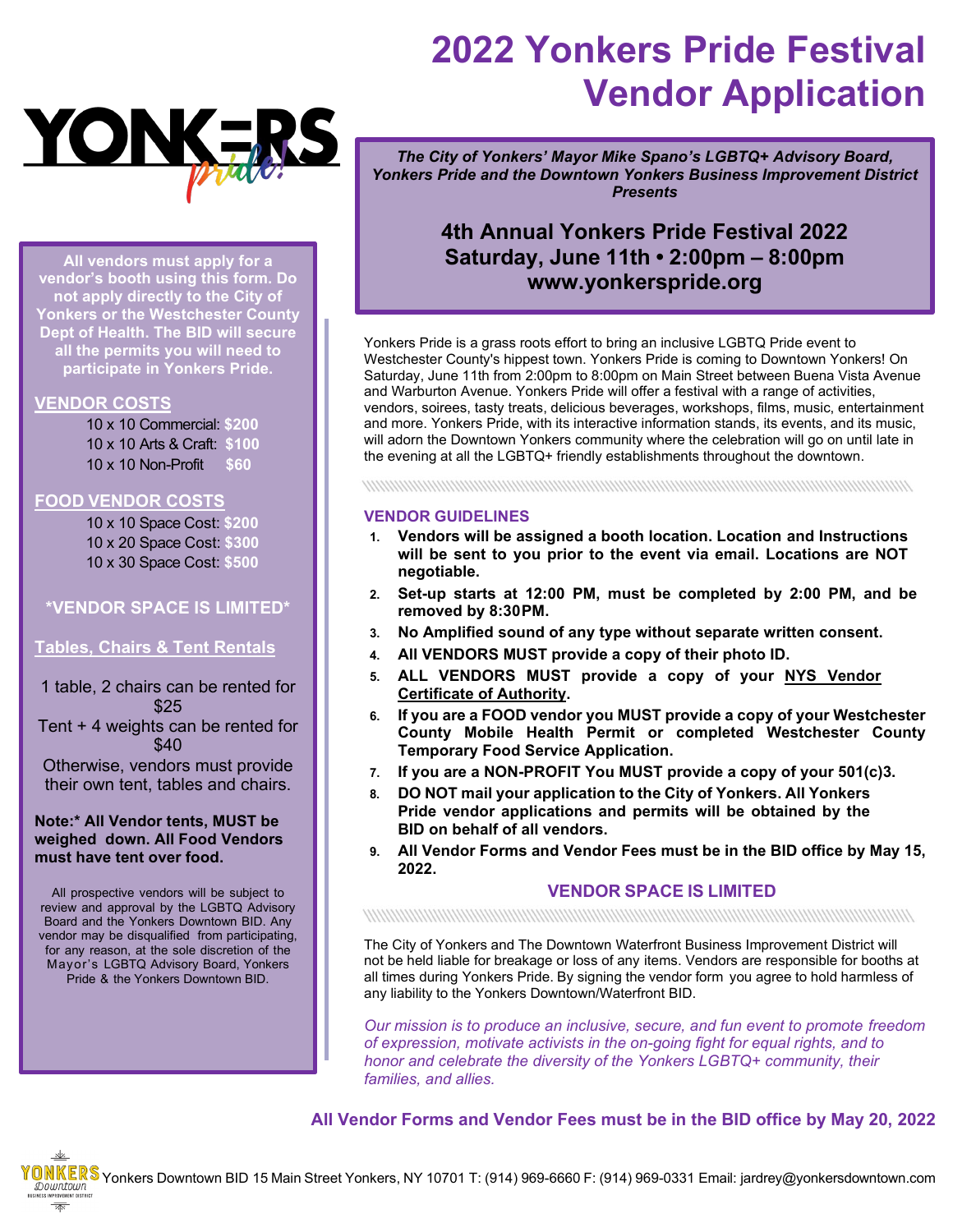# 2022 Yonkers Pride Festival Vendor Application

*The City of Yonkers' Mayor Mike Spano's LGBTQ+ Advisory Board, Yonkers Pride and the Downtown Yonkers Business Improvement District Presents*

## 4th Annual Yonkers Pride Festival 2022
## Saturday, June 11th • 2:00pm – 8:00pm
## www.yonkerspride.org

Yonkers Pride is a grass roots effort to bring an inclusive LGBTQ Pride event to Westchester County's hippest town. Yonkers Pride is coming to Downtown Yonkers! On Saturday, June 11th from 2:00pm to 8:00pm on Main Street between Buena Vista Avenue and Warburton Avenue. Yonkers Pride will offer a festival with a range of activities, vendors, soirees, tasty treats, delicious beverages, workshops, films, music, entertainment and more. Yonkers Pride, with its interactive information stands, its events, and its music, will adorn the Downtown Yonkers community where the celebration will go on until late in the evening at all the LGBTQ+ friendly establishments throughout the downtown.

**All vendors must apply for a vendor's booth using this form. Do not apply directly to the City of Yonkers or the Westchester County Dept of Health. The BID will secure all the permits you will need to participate in Yonkers Pride.**

### VENDOR COSTS

10 x 10 Commercial: **$200**
10 x 10 Arts & Craft: **$100**
10 x 10 Non-Profit **$60**

### FOOD VENDOR COSTS

10 x 10 Space Cost: **$200**
10 x 20 Space Cost: **$300**
10 x 30 Space Cost: **$500**

**\*VENDOR SPACE IS LIMITED\***

### Tables, Chairs & Tent Rentals

1 table, 2 chairs can be rented for $25
Tent + 4 weights can be rented for $40
Otherwise, vendors must provide their own tent, tables and chairs.

**Note:\* All Vendor tents, MUST be weighed down. All Food Vendors must have tent over food.**

All prospective vendors will be subject to review and approval by the LGBTQ Advisory Board and the Yonkers Downtown BID. Any vendor may be disqualified from participating, for any reason, at the sole discretion of the Mayor's LGBTQ Advisory Board, Yonkers Pride & the Yonkers Downtown BID.

### VENDOR GUIDELINES

1. **Vendors will be assigned a booth location. Location and Instructions will be sent to you prior to the event via email. Locations are NOT negotiable.**
2. **Set-up starts at 12:00 PM, must be completed by 2:00 PM, and be removed by 8:30PM.**
3. **No Amplified sound of any type without separate written consent.**
4. **All VENDORS MUST provide a copy of their photo ID.**
5. **ALL VENDORS MUST provide a copy of your NYS Vendor Certificate of Authority.**
6. **If you are a FOOD vendor you MUST provide a copy of your Westchester County Mobile Health Permit or completed Westchester County Temporary Food Service Application.**
7. **If you are a NON-PROFIT You MUST provide a copy of your 501(c)3.**
8. **DO NOT mail your application to the City of Yonkers. All Yonkers Pride vendor applications and permits will be obtained by the BID on behalf of all vendors.**
9. **All Vendor Forms and Vendor Fees must be in the BID office by May 15, 2022.**

**VENDOR SPACE IS LIMITED**

The City of Yonkers and The Downtown Waterfront Business Improvement District will not be held liable for breakage or loss of any items. Vendors are responsible for booths at all times during Yonkers Pride. By signing the vendor form you agree to hold harmless of any liability to the Yonkers Downtown/Waterfront BID.

*Our mission is to produce an inclusive, secure, and fun event to promote freedom of expression, motivate activists in the on-going fight for equal rights, and to honor and celebrate the diversity of the Yonkers LGBTQ+ community, their families, and allies.*

**All Vendor Forms and Vendor Fees must be in the BID office by May 20, 2022**

Yonkers Downtown BID 15 Main Street Yonkers, NY 10701 T: (914) 969-6660 F: (914) 969-0331 Email: jardrey@yonkersdowntown.com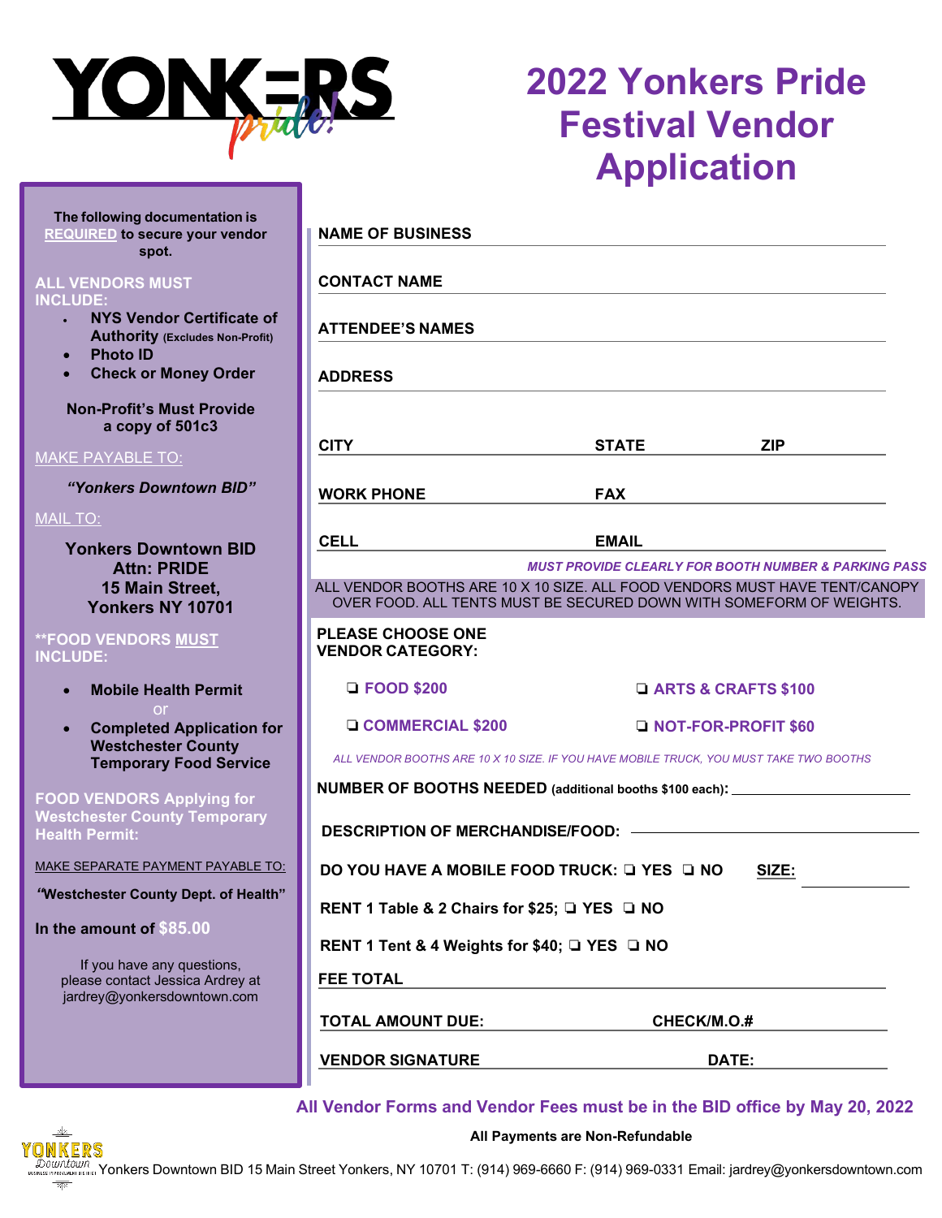YONKERS pride!

# 2022 Yonkers Pride Festival Vendor Application

The following documentation is **REQUIRED** to secure your vendor spot.

**ALL VENDORS MUST INCLUDE:**

- **NYS Vendor Certificate of Authority** (Excludes Non-Profit)
- **Photo ID**
- **Check or Money Order**

**Non-Profit's Must Provide a copy of 501c3**

MAKE PAYABLE TO:

***"Yonkers Downtown BID"***

MAIL TO:

**Yonkers Downtown BID**
**Attn: PRIDE**
**15 Main Street,**
**Yonkers NY 10701**

****FOOD VENDORS MUST INCLUDE:**

- **Mobile Health Permit**

  or

- **Completed Application for Westchester County Temporary Food Service**

**FOOD VENDORS Applying for Westchester County Temporary Health Permit:**

MAKE SEPARATE PAYMENT PAYABLE TO:

***"Westchester County Dept. of Health"***

**In the amount of $85.00**

If you have any questions, please contact Jessica Ardrey at jardrey@yonkersdowntown.com

---

**NAME OF BUSINESS** ______________________________

**CONTACT NAME** ______________________________

**ATTENDEE'S NAMES** ______________________________

**ADDRESS** ______________________________

**CITY** ______________ **STATE** ______________ **ZIP** ______________

**WORK PHONE** ______________ **FAX** ______________

**CELL** ______________ **EMAIL** ______________

*MUST PROVIDE CLEARLY FOR BOOTH NUMBER & PARKING PASS*

ALL VENDOR BOOTHS ARE 10 X 10 SIZE. ALL FOOD VENDORS MUST HAVE TENT/CANOPY OVER FOOD. ALL TENTS MUST BE SECURED DOWN WITH SOMEFORM OF WEIGHTS.

**PLEASE CHOOSE ONE VENDOR CATEGORY:**

- ❏ **FOOD $200**
- ❏ **ARTS & CRAFTS $100**
- ❏ **COMMERCIAL $200**
- ❏ **NOT-FOR-PROFIT $60**

*ALL VENDOR BOOTHS ARE 10 X 10 SIZE. IF YOU HAVE MOBILE TRUCK, YOU MUST TAKE TWO BOOTHS*

**NUMBER OF BOOTHS NEEDED (additional booths $100 each):** ______________

**DESCRIPTION OF MERCHANDISE/FOOD:** ______________

**DO YOU HAVE A MOBILE FOOD TRUCK:** ❏ **YES** ❏ **NO** **SIZE:** ______________

**RENT 1 Table & 2 Chairs for $25;** ❏ **YES** ❏ **NO**

**RENT 1 Tent & 4 Weights for $40;** ❏ **YES** ❏ **NO**

**FEE TOTAL** ______________

**TOTAL AMOUNT DUE:** ______________ **CHECK/M.O.#** ______________

**VENDOR SIGNATURE** ______________ **DATE:** ______________

**All Vendor Forms and Vendor Fees must be in the BID office by May 20, 2022**

**All Payments are Non-Refundable**

Yonkers Downtown BID 15 Main Street Yonkers, NY 10701 T: (914) 969-6660 F: (914) 969-0331 Email: jardrey@yonkersdowntown.com